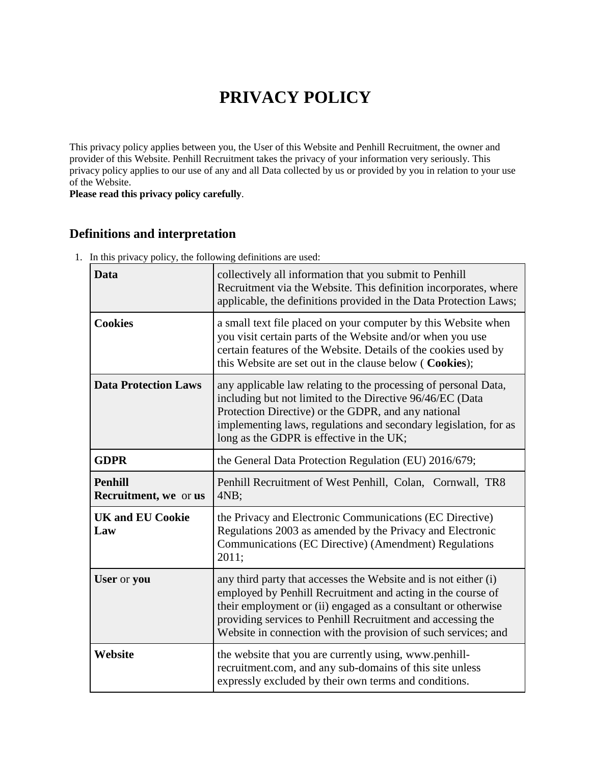# PRIVACY POLICY

This privacy policy applies between you, the User of this Website and Penhill Recruitment, the owner and provider of this Website. Penhill Recruitment takes the privacy of your information very seriously. This privacy policy applies to our use of any and all Data collected by us or provided by you in relation to your use of the Website.

**Please read this privacy policy carefully**.

## Definitions and interpretation

1. In this privacy policy, the following definitions are used:

| | |
|---|---|
| **Data** | collectively all information that you submit to Penhill Recruitment via the Website. This definition incorporates, where applicable, the definitions provided in the Data Protection Laws; |
| **Cookies** | a small text file placed on your computer by this Website when you visit certain parts of the Website and/or when you use certain features of the Website. Details of the cookies used by this Website are set out in the clause below ( **Cookies**); |
| **Data Protection Laws** | any applicable law relating to the processing of personal Data, including but not limited to the Directive 96/46/EC (Data Protection Directive) or the GDPR, and any national implementing laws, regulations and secondary legislation, for as long as the GDPR is effective in the UK; |
| **GDPR** | the General Data Protection Regulation (EU) 2016/679; |
| **Penhill Recruitment, we** or **us** | Penhill Recruitment of West Penhill, Colan, Cornwall, TR8 4NB; |
| **UK and EU Cookie Law** | the Privacy and Electronic Communications (EC Directive) Regulations 2003 as amended by the Privacy and Electronic Communications (EC Directive) (Amendment) Regulations 2011; |
| **User** or **you** | any third party that accesses the Website and is not either (i) employed by Penhill Recruitment and acting in the course of their employment or (ii) engaged as a consultant or otherwise providing services to Penhill Recruitment and accessing the Website in connection with the provision of such services; and |
| **Website** | the website that you are currently using, www.penhill-recruitment.com, and any sub-domains of this site unless expressly excluded by their own terms and conditions. |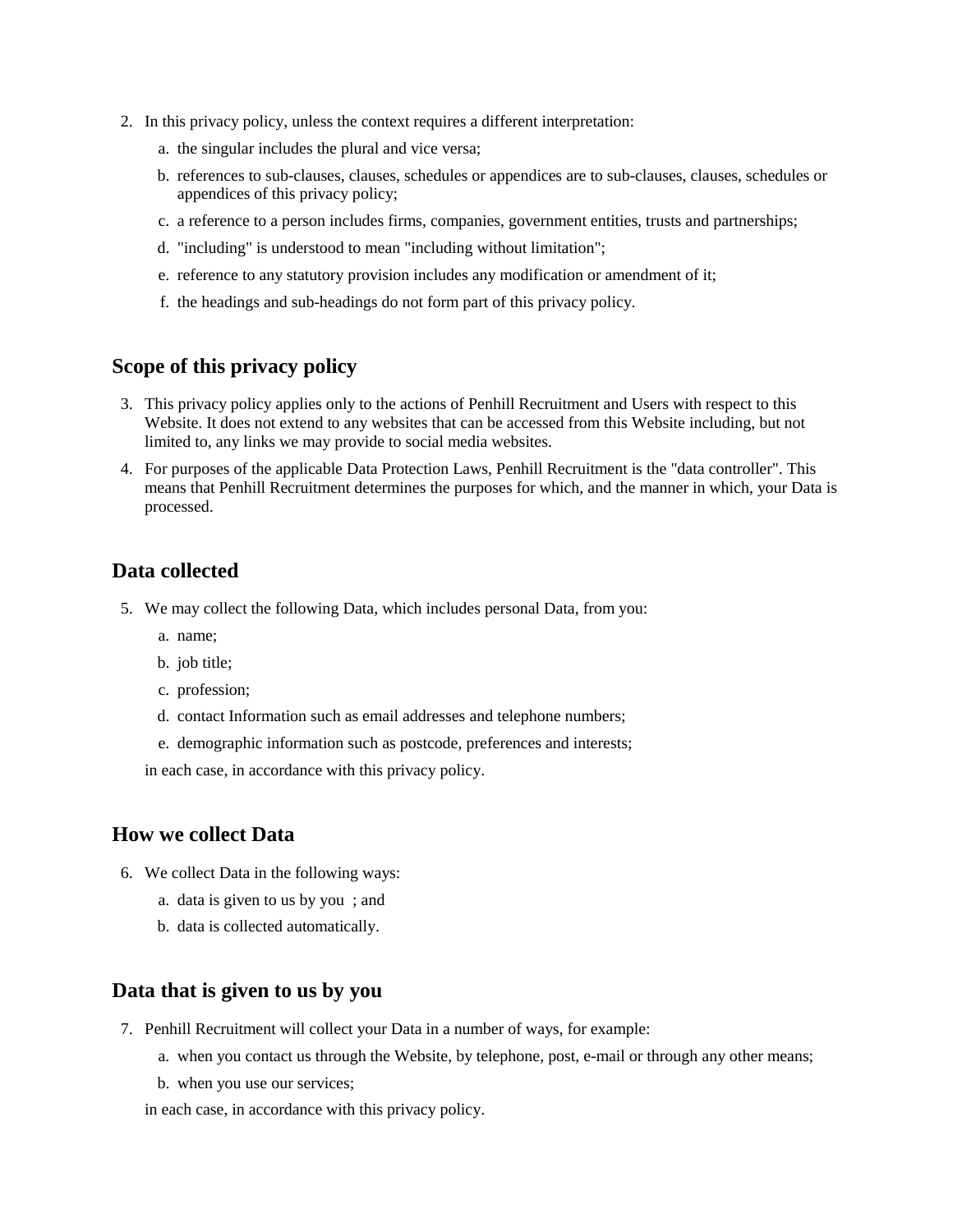2. In this privacy policy, unless the context requires a different interpretation:
    a. the singular includes the plural and vice versa;
    b. references to sub-clauses, clauses, schedules or appendices are to sub-clauses, clauses, schedules or appendices of this privacy policy;
    c. a reference to a person includes firms, companies, government entities, trusts and partnerships;
    d. "including" is understood to mean "including without limitation";
    e. reference to any statutory provision includes any modification or amendment of it;
    f. the headings and sub-headings do not form part of this privacy policy.

## Scope of this privacy policy

3. This privacy policy applies only to the actions of Penhill Recruitment and Users with respect to this Website. It does not extend to any websites that can be accessed from this Website including, but not limited to, any links we may provide to social media websites.
4. For purposes of the applicable Data Protection Laws, Penhill Recruitment is the "data controller". This means that Penhill Recruitment determines the purposes for which, and the manner in which, your Data is processed.

## Data collected

5. We may collect the following Data, which includes personal Data, from you:
    a. name;
    b. job title;
    c. profession;
    d. contact Information such as email addresses and telephone numbers;
    e. demographic information such as postcode, preferences and interests;

    in each case, in accordance with this privacy policy.

## How we collect Data

6. We collect Data in the following ways:
    a. data is given to us by you ; and
    b. data is collected automatically.

## Data that is given to us by you

7. Penhill Recruitment will collect your Data in a number of ways, for example:
    a. when you contact us through the Website, by telephone, post, e-mail or through any other means;
    b. when you use our services;

    in each case, in accordance with this privacy policy.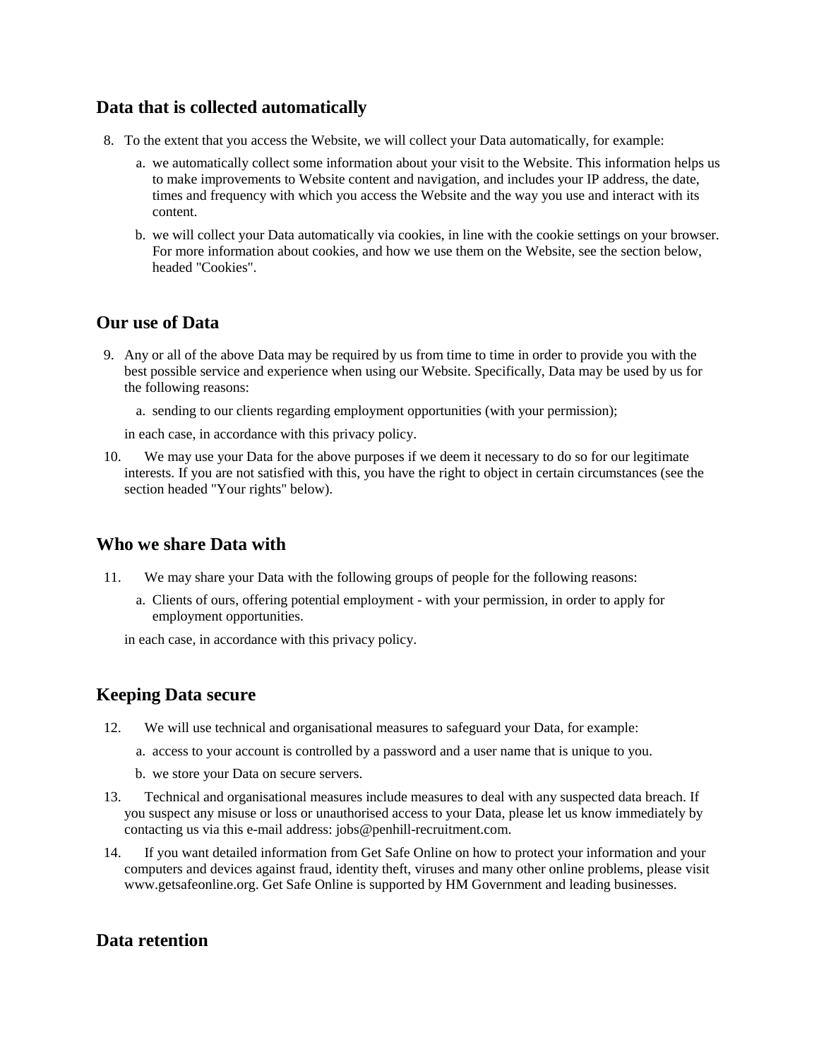## Data that is collected automatically

8. To the extent that you access the Website, we will collect your Data automatically, for example:
    a. we automatically collect some information about your visit to the Website. This information helps us to make improvements to Website content and navigation, and includes your IP address, the date, times and frequency with which you access the Website and the way you use and interact with its content.
    b. we will collect your Data automatically via cookies, in line with the cookie settings on your browser. For more information about cookies, and how we use them on the Website, see the section below, headed "Cookies".

## Our use of Data

9. Any or all of the above Data may be required by us from time to time in order to provide you with the best possible service and experience when using our Website. Specifically, Data may be used by us for the following reasons:
    a. sending to our clients regarding employment opportunities (with your permission);

    in each case, in accordance with this privacy policy.
10. We may use your Data for the above purposes if we deem it necessary to do so for our legitimate interests. If you are not satisfied with this, you have the right to object in certain circumstances (see the section headed "Your rights" below).

## Who we share Data with

11. We may share your Data with the following groups of people for the following reasons:
    a. Clients of ours, offering potential employment - with your permission, in order to apply for employment opportunities.

    in each case, in accordance with this privacy policy.

## Keeping Data secure

12. We will use technical and organisational measures to safeguard your Data, for example:
    a. access to your account is controlled by a password and a user name that is unique to you.
    b. we store your Data on secure servers.
13. Technical and organisational measures include measures to deal with any suspected data breach. If you suspect any misuse or loss or unauthorised access to your Data, please let us know immediately by contacting us via this e-mail address: jobs@penhill-recruitment.com.
14. If you want detailed information from Get Safe Online on how to protect your information and your computers and devices against fraud, identity theft, viruses and many other online problems, please visit www.getsafeonline.org. Get Safe Online is supported by HM Government and leading businesses.

## Data retention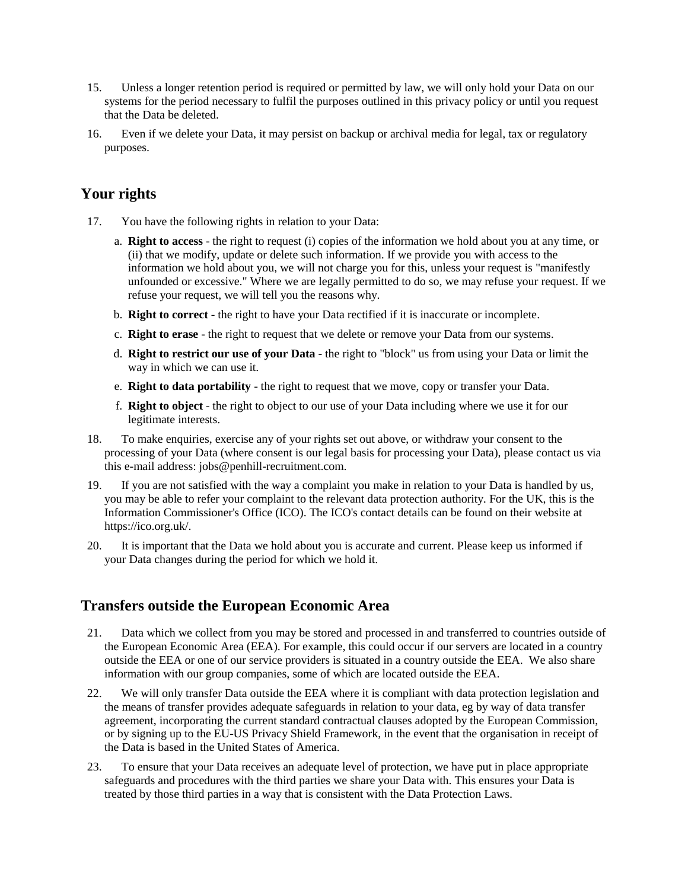15. Unless a longer retention period is required or permitted by law, we will only hold your Data on our systems for the period necessary to fulfil the purposes outlined in this privacy policy or until you request that the Data be deleted.

16. Even if we delete your Data, it may persist on backup or archival media for legal, tax or regulatory purposes.

## Your rights

17. You have the following rights in relation to your Data:

    a. **Right to access** - the right to request (i) copies of the information we hold about you at any time, or (ii) that we modify, update or delete such information. If we provide you with access to the information we hold about you, we will not charge you for this, unless your request is "manifestly unfounded or excessive." Where we are legally permitted to do so, we may refuse your request. If we refuse your request, we will tell you the reasons why.

    b. **Right to correct** - the right to have your Data rectified if it is inaccurate or incomplete.

    c. **Right to erase** - the right to request that we delete or remove your Data from our systems.

    d. **Right to restrict our use of your Data** - the right to "block" us from using your Data or limit the way in which we can use it.

    e. **Right to data portability** - the right to request that we move, copy or transfer your Data.

    f. **Right to object** - the right to object to our use of your Data including where we use it for our legitimate interests.

18. To make enquiries, exercise any of your rights set out above, or withdraw your consent to the processing of your Data (where consent is our legal basis for processing your Data), please contact us via this e-mail address: jobs@penhill-recruitment.com.

19. If you are not satisfied with the way a complaint you make in relation to your Data is handled by us, you may be able to refer your complaint to the relevant data protection authority. For the UK, this is the Information Commissioner's Office (ICO). The ICO's contact details can be found on their website at https://ico.org.uk/.

20. It is important that the Data we hold about you is accurate and current. Please keep us informed if your Data changes during the period for which we hold it.

## Transfers outside the European Economic Area

21. Data which we collect from you may be stored and processed in and transferred to countries outside of the European Economic Area (EEA). For example, this could occur if our servers are located in a country outside the EEA or one of our service providers is situated in a country outside the EEA. We also share information with our group companies, some of which are located outside the EEA.

22. We will only transfer Data outside the EEA where it is compliant with data protection legislation and the means of transfer provides adequate safeguards in relation to your data, eg by way of data transfer agreement, incorporating the current standard contractual clauses adopted by the European Commission, or by signing up to the EU-US Privacy Shield Framework, in the event that the organisation in receipt of the Data is based in the United States of America.

23. To ensure that your Data receives an adequate level of protection, we have put in place appropriate safeguards and procedures with the third parties we share your Data with. This ensures your Data is treated by those third parties in a way that is consistent with the Data Protection Laws.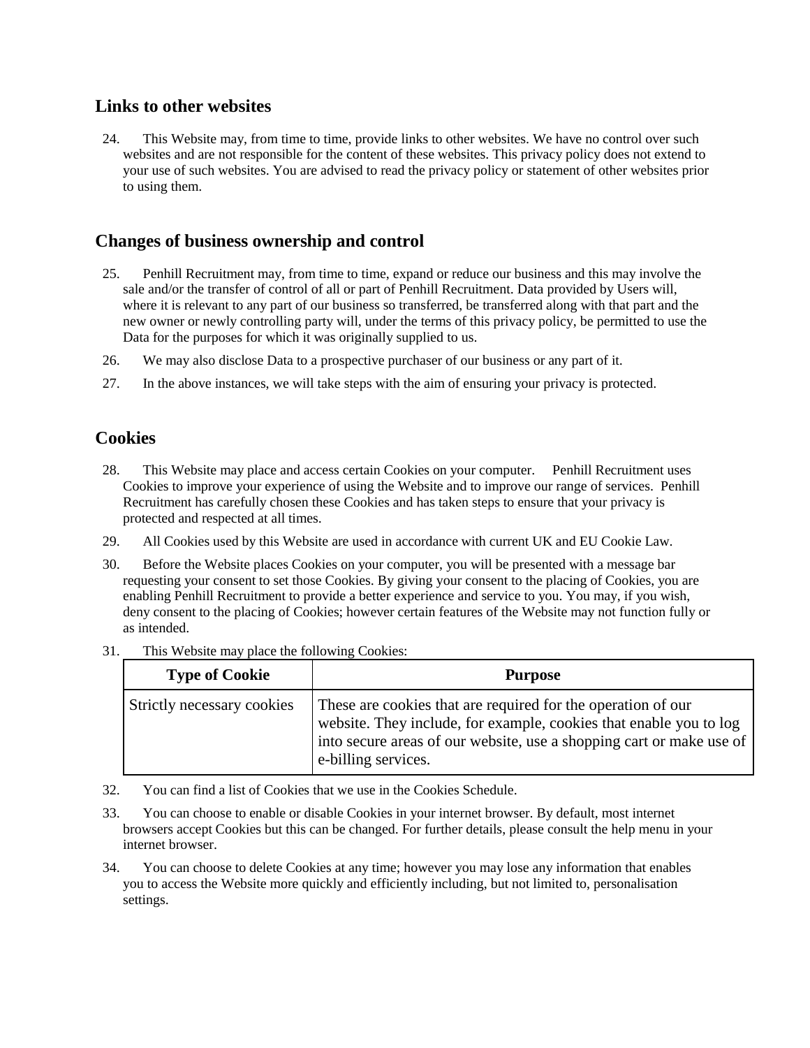## Links to other websites

24. This Website may, from time to time, provide links to other websites. We have no control over such websites and are not responsible for the content of these websites. This privacy policy does not extend to your use of such websites. You are advised to read the privacy policy or statement of other websites prior to using them.

## Changes of business ownership and control

25. Penhill Recruitment may, from time to time, expand or reduce our business and this may involve the sale and/or the transfer of control of all or part of Penhill Recruitment. Data provided by Users will, where it is relevant to any part of our business so transferred, be transferred along with that part and the new owner or newly controlling party will, under the terms of this privacy policy, be permitted to use the Data for the purposes for which it was originally supplied to us.

26. We may also disclose Data to a prospective purchaser of our business or any part of it.

27. In the above instances, we will take steps with the aim of ensuring your privacy is protected.

## Cookies

28. This Website may place and access certain Cookies on your computer. Penhill Recruitment uses Cookies to improve your experience of using the Website and to improve our range of services. Penhill Recruitment has carefully chosen these Cookies and has taken steps to ensure that your privacy is protected and respected at all times.

29. All Cookies used by this Website are used in accordance with current UK and EU Cookie Law.

30. Before the Website places Cookies on your computer, you will be presented with a message bar requesting your consent to set those Cookies. By giving your consent to the placing of Cookies, you are enabling Penhill Recruitment to provide a better experience and service to you. You may, if you wish, deny consent to the placing of Cookies; however certain features of the Website may not function fully or as intended.

31. This Website may place the following Cookies:

| Type of Cookie | Purpose |
| --- | --- |
| Strictly necessary cookies | These are cookies that are required for the operation of our website. They include, for example, cookies that enable you to log into secure areas of our website, use a shopping cart or make use of e-billing services. |

32. You can find a list of Cookies that we use in the Cookies Schedule.

33. You can choose to enable or disable Cookies in your internet browser. By default, most internet browsers accept Cookies but this can be changed. For further details, please consult the help menu in your internet browser.

34. You can choose to delete Cookies at any time; however you may lose any information that enables you to access the Website more quickly and efficiently including, but not limited to, personalisation settings.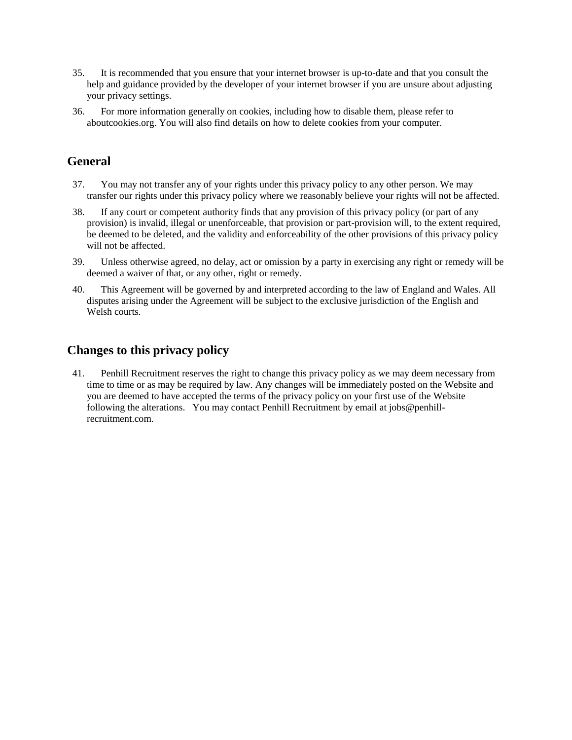35. It is recommended that you ensure that your internet browser is up-to-date and that you consult the help and guidance provided by the developer of your internet browser if you are unsure about adjusting your privacy settings.

36. For more information generally on cookies, including how to disable them, please refer to aboutcookies.org. You will also find details on how to delete cookies from your computer.

## General

37. You may not transfer any of your rights under this privacy policy to any other person. We may transfer our rights under this privacy policy where we reasonably believe your rights will not be affected.

38. If any court or competent authority finds that any provision of this privacy policy (or part of any provision) is invalid, illegal or unenforceable, that provision or part-provision will, to the extent required, be deemed to be deleted, and the validity and enforceability of the other provisions of this privacy policy will not be affected.

39. Unless otherwise agreed, no delay, act or omission by a party in exercising any right or remedy will be deemed a waiver of that, or any other, right or remedy.

40. This Agreement will be governed by and interpreted according to the law of England and Wales. All disputes arising under the Agreement will be subject to the exclusive jurisdiction of the English and Welsh courts.

## Changes to this privacy policy

41. Penhill Recruitment reserves the right to change this privacy policy as we may deem necessary from time to time or as may be required by law. Any changes will be immediately posted on the Website and you are deemed to have accepted the terms of the privacy policy on your first use of the Website following the alterations. You may contact Penhill Recruitment by email at jobs@penhill-recruitment.com.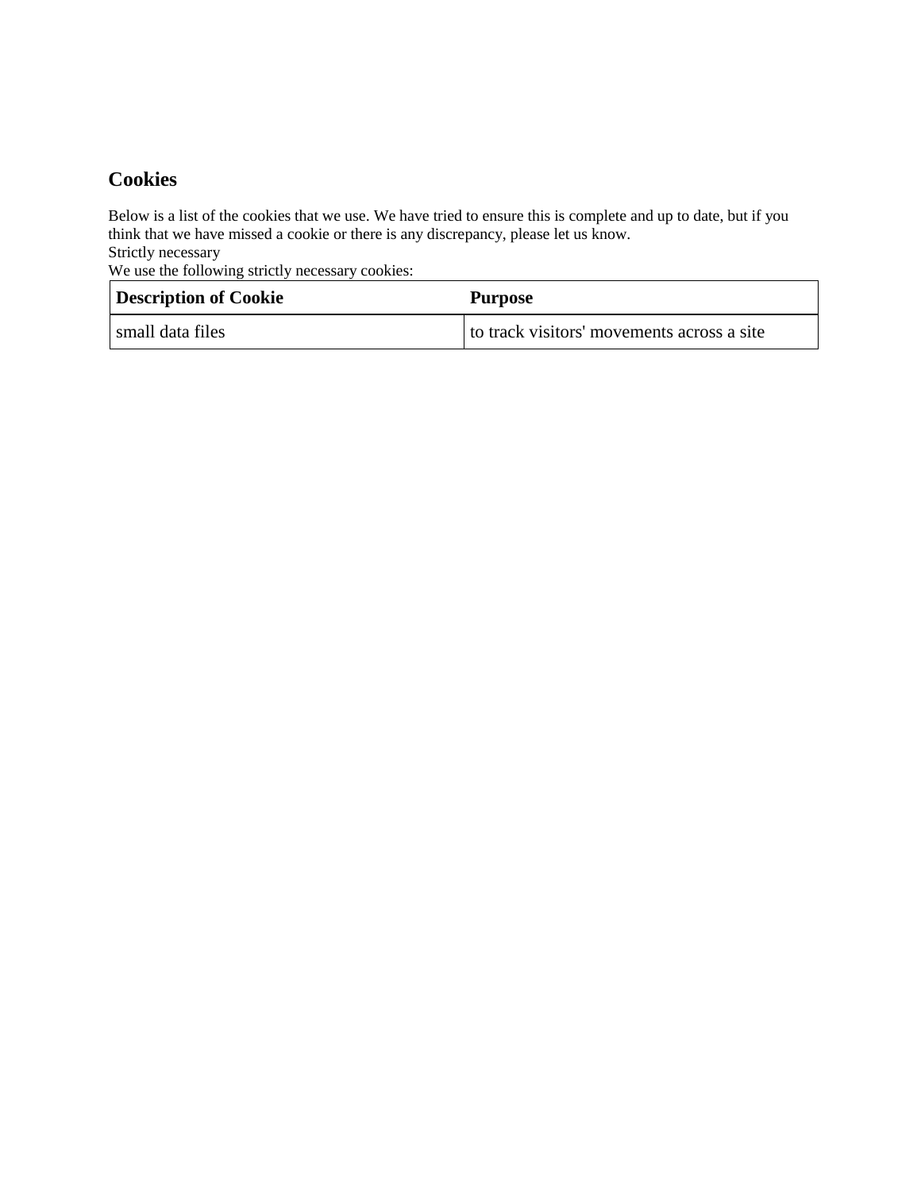## Cookies

Below is a list of the cookies that we use. We have tried to ensure this is complete and up to date, but if you think that we have missed a cookie or there is any discrepancy, please let us know.

Strictly necessary

We use the following strictly necessary cookies:

| **Description of Cookie** | **Purpose** |
| --- | --- |
| small data files | to track visitors' movements across a site |